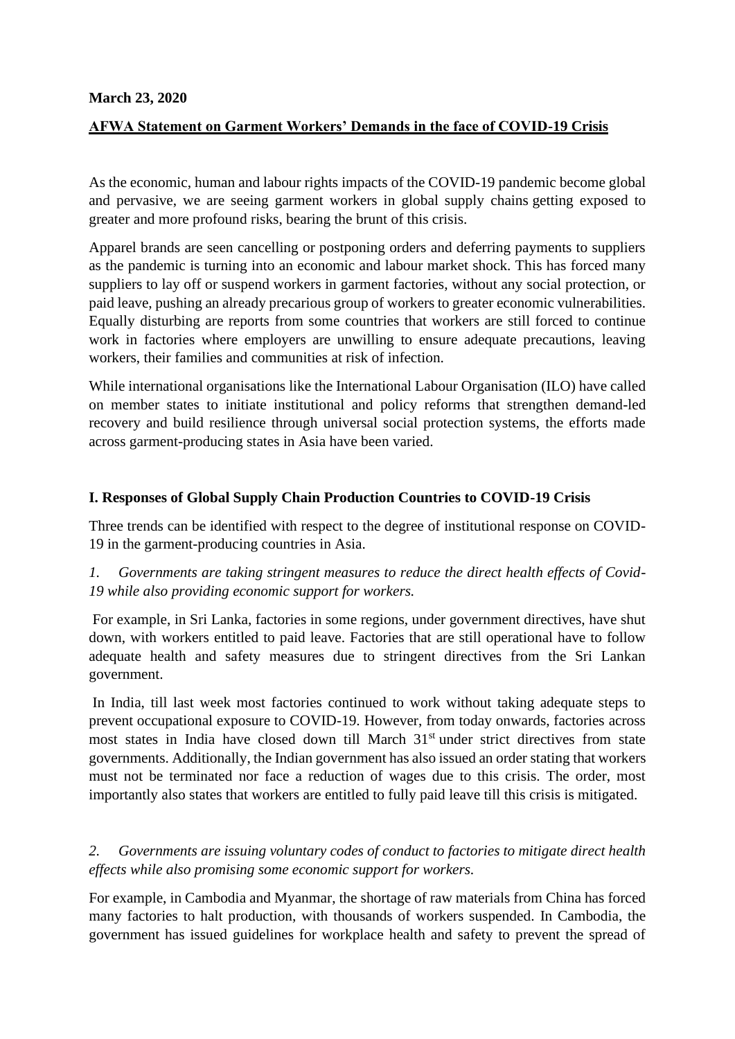**March 23, 2020**

## AFWA Statement on Garment Workers' Demands in the face of COVID-19 Crisis

As the economic, human and labour rights impacts of the COVID-19 pandemic become global and pervasive, we are seeing garment workers in global supply chains getting exposed to greater and more profound risks, bearing the brunt of this crisis.

Apparel brands are seen cancelling or postponing orders and deferring payments to suppliers as the pandemic is turning into an economic and labour market shock. This has forced many suppliers to lay off or suspend workers in garment factories, without any social protection, or paid leave, pushing an already precarious group of workers to greater economic vulnerabilities. Equally disturbing are reports from some countries that workers are still forced to continue work in factories where employers are unwilling to ensure adequate precautions, leaving workers, their families and communities at risk of infection.

While international organisations like the International Labour Organisation (ILO) have called on member states to initiate institutional and policy reforms that strengthen demand-led recovery and build resilience through universal social protection systems, the efforts made across garment-producing states in Asia have been varied.

### I. Responses of Global Supply Chain Production Countries to COVID-19 Crisis

Three trends can be identified with respect to the degree of institutional response on COVID-19 in the garment-producing countries in Asia.

*1. Governments are taking stringent measures to reduce the direct health effects of Covid-19 while also providing economic support for workers.*

For example, in Sri Lanka, factories in some regions, under government directives, have shut down, with workers entitled to paid leave. Factories that are still operational have to follow adequate health and safety measures due to stringent directives from the Sri Lankan government.

In India, till last week most factories continued to work without taking adequate steps to prevent occupational exposure to COVID-19. However, from today onwards, factories across most states in India have closed down till March 31st under strict directives from state governments. Additionally, the Indian government has also issued an order stating that workers must not be terminated nor face a reduction of wages due to this crisis. The order, most importantly also states that workers are entitled to fully paid leave till this crisis is mitigated.

*2. Governments are issuing voluntary codes of conduct to factories to mitigate direct health effects while also promising some economic support for workers.*

For example, in Cambodia and Myanmar, the shortage of raw materials from China has forced many factories to halt production, with thousands of workers suspended. In Cambodia, the government has issued guidelines for workplace health and safety to prevent the spread of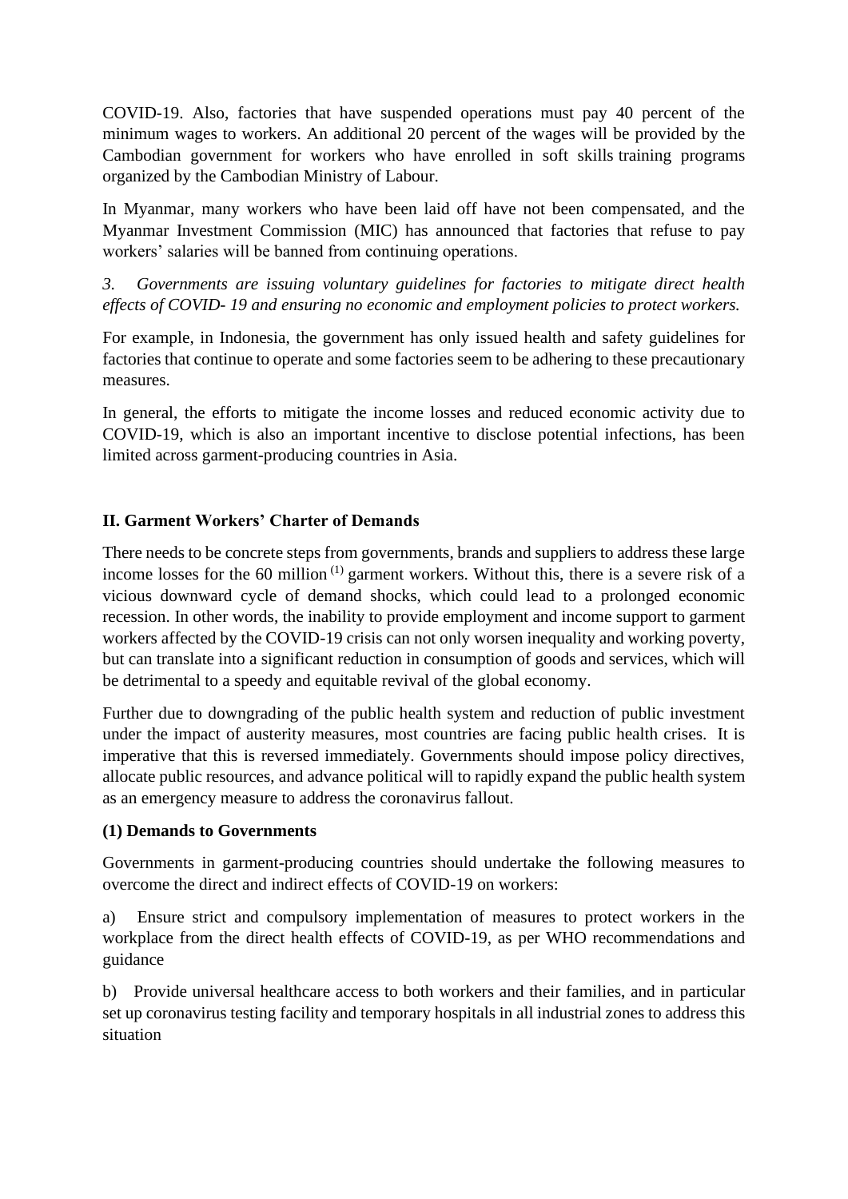COVID-19. Also, factories that have suspended operations must pay 40 percent of the minimum wages to workers. An additional 20 percent of the wages will be provided by the Cambodian government for workers who have enrolled in soft skills training programs organized by the Cambodian Ministry of Labour.

In Myanmar, many workers who have been laid off have not been compensated, and the Myanmar Investment Commission (MIC) has announced that factories that refuse to pay workers' salaries will be banned from continuing operations.

*3. Governments are issuing voluntary guidelines for factories to mitigate direct health effects of COVID- 19 and ensuring no economic and employment policies to protect workers.*

For example, in Indonesia, the government has only issued health and safety guidelines for factories that continue to operate and some factories seem to be adhering to these precautionary measures.

In general, the efforts to mitigate the income losses and reduced economic activity due to COVID-19, which is also an important incentive to disclose potential infections, has been limited across garment-producing countries in Asia.

## II. Garment Workers' Charter of Demands

There needs to be concrete steps from governments, brands and suppliers to address these large income losses for the 60 million [(1)] garment workers. Without this, there is a severe risk of a vicious downward cycle of demand shocks, which could lead to a prolonged economic recession. In other words, the inability to provide employment and income support to garment workers affected by the COVID-19 crisis can not only worsen inequality and working poverty, but can translate into a significant reduction in consumption of goods and services, which will be detrimental to a speedy and equitable revival of the global economy.

Further due to downgrading of the public health system and reduction of public investment under the impact of austerity measures, most countries are facing public health crises. It is imperative that this is reversed immediately. Governments should impose policy directives, allocate public resources, and advance political will to rapidly expand the public health system as an emergency measure to address the coronavirus fallout.

### (1) Demands to Governments

Governments in garment-producing countries should undertake the following measures to overcome the direct and indirect effects of COVID-19 on workers:

a) Ensure strict and compulsory implementation of measures to protect workers in the workplace from the direct health effects of COVID-19, as per WHO recommendations and guidance

b) Provide universal healthcare access to both workers and their families, and in particular set up coronavirus testing facility and temporary hospitals in all industrial zones to address this situation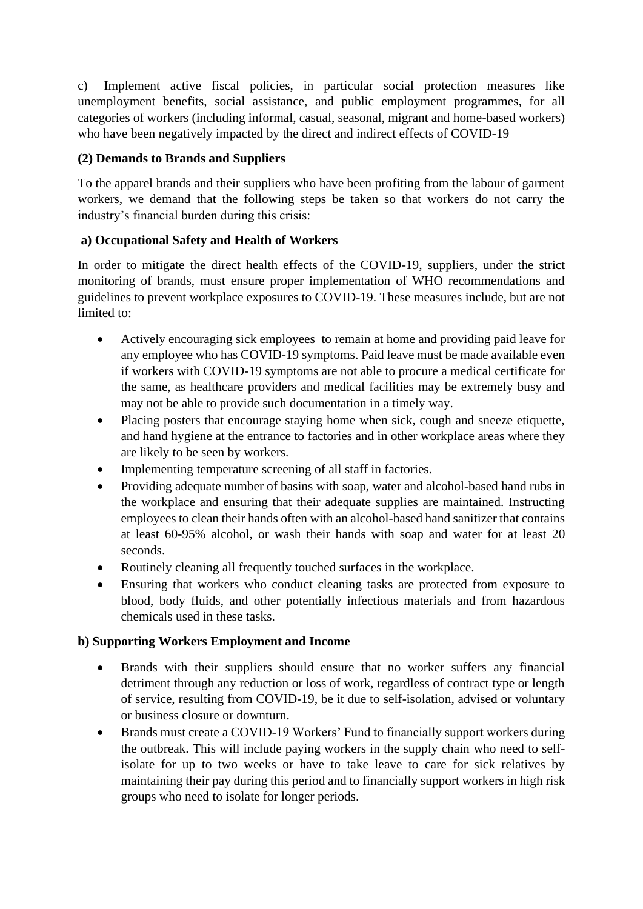c) Implement active fiscal policies, in particular social protection measures like unemployment benefits, social assistance, and public employment programmes, for all categories of workers (including informal, casual, seasonal, migrant and home-based workers) who have been negatively impacted by the direct and indirect effects of COVID-19

**(2) Demands to Brands and Suppliers**

To the apparel brands and their suppliers who have been profiting from the labour of garment workers, we demand that the following steps be taken so that workers do not carry the industry's financial burden during this crisis:

**a) Occupational Safety and Health of Workers**

In order to mitigate the direct health effects of the COVID-19, suppliers, under the strict monitoring of brands, must ensure proper implementation of WHO recommendations and guidelines to prevent workplace exposures to COVID-19. These measures include, but are not limited to:

- Actively encouraging sick employees to remain at home and providing paid leave for any employee who has COVID-19 symptoms. Paid leave must be made available even if workers with COVID-19 symptoms are not able to procure a medical certificate for the same, as healthcare providers and medical facilities may be extremely busy and may not be able to provide such documentation in a timely way.
- Placing posters that encourage staying home when sick, cough and sneeze etiquette, and hand hygiene at the entrance to factories and in other workplace areas where they are likely to be seen by workers.
- Implementing temperature screening of all staff in factories.
- Providing adequate number of basins with soap, water and alcohol-based hand rubs in the workplace and ensuring that their adequate supplies are maintained. Instructing employees to clean their hands often with an alcohol-based hand sanitizer that contains at least 60-95% alcohol, or wash their hands with soap and water for at least 20 seconds.
- Routinely cleaning all frequently touched surfaces in the workplace.
- Ensuring that workers who conduct cleaning tasks are protected from exposure to blood, body fluids, and other potentially infectious materials and from hazardous chemicals used in these tasks.

**b) Supporting Workers Employment and Income**

- Brands with their suppliers should ensure that no worker suffers any financial detriment through any reduction or loss of work, regardless of contract type or length of service, resulting from COVID-19, be it due to self-isolation, advised or voluntary or business closure or downturn.
- Brands must create a COVID-19 Workers' Fund to financially support workers during the outbreak. This will include paying workers in the supply chain who need to self-isolate for up to two weeks or have to take leave to care for sick relatives by maintaining their pay during this period and to financially support workers in high risk groups who need to isolate for longer periods.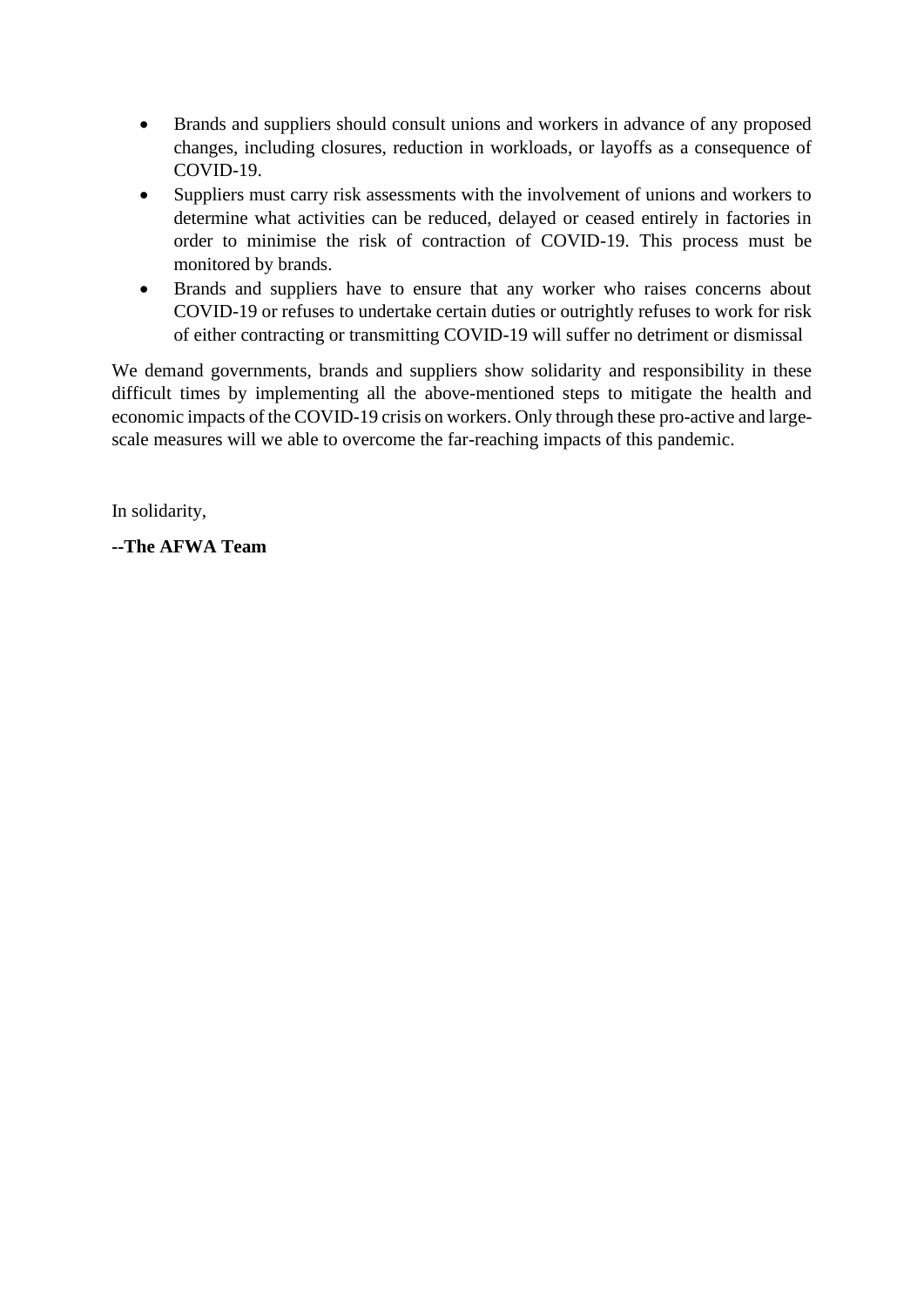- Brands and suppliers should consult unions and workers in advance of any proposed changes, including closures, reduction in workloads, or layoffs as a consequence of COVID-19.
- Suppliers must carry risk assessments with the involvement of unions and workers to determine what activities can be reduced, delayed or ceased entirely in factories in order to minimise the risk of contraction of COVID-19. This process must be monitored by brands.
- Brands and suppliers have to ensure that any worker who raises concerns about COVID-19 or refuses to undertake certain duties or outrightly refuses to work for risk of either contracting or transmitting COVID-19 will suffer no detriment or dismissal

We demand governments, brands and suppliers show solidarity and responsibility in these difficult times by implementing all the above-mentioned steps to mitigate the health and economic impacts of the COVID-19 crisis on workers. Only through these pro-active and large-scale measures will we able to overcome the far-reaching impacts of this pandemic.

In solidarity,

**--The AFWA Team**